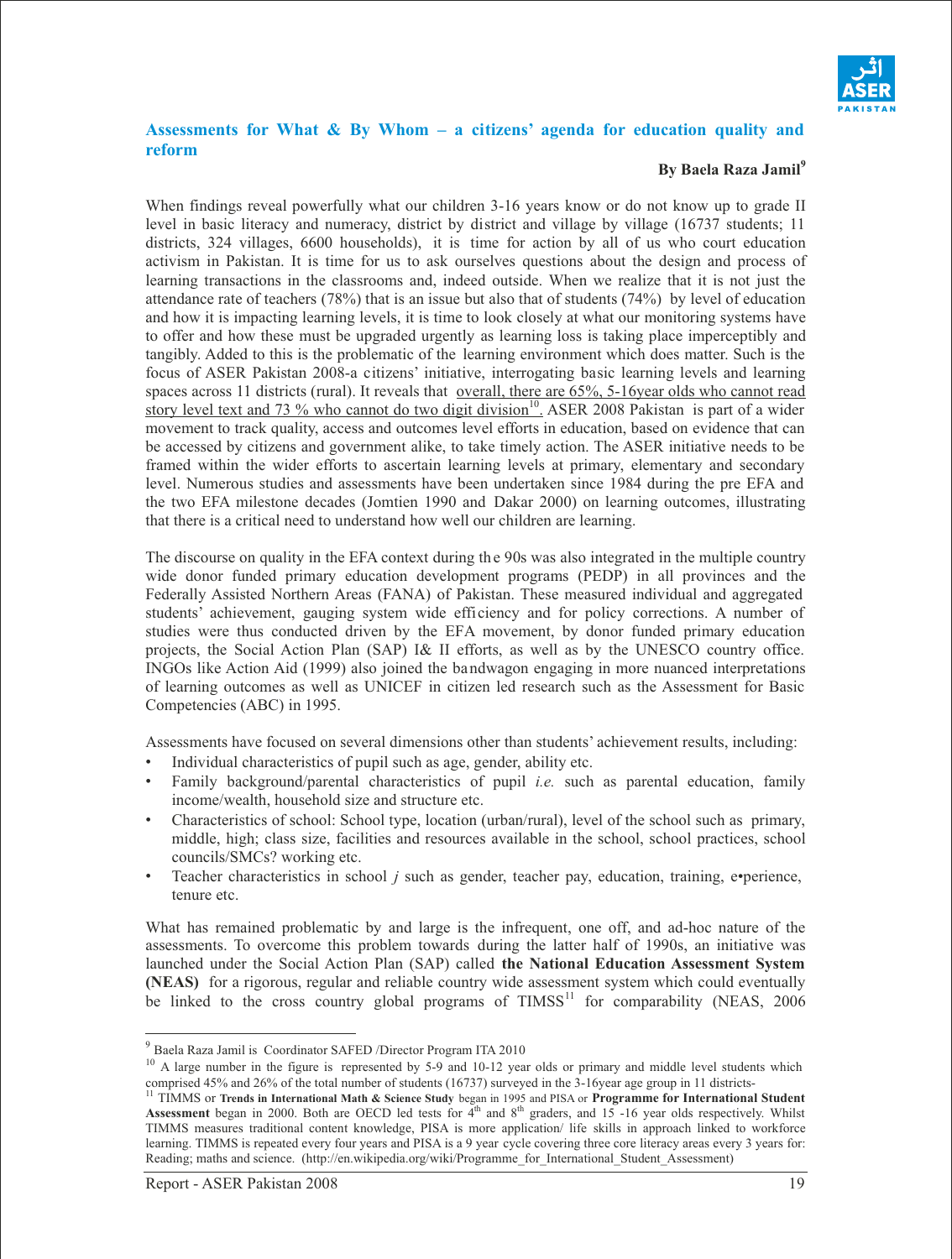## Assessments for What & By Whom – a citizens' agenda for education quality and reform

**By Baela Raza Jamil[9]**

When findings reveal powerfully what our children 3-16 years know or do not know up to grade II level in basic literacy and numeracy, district by district and village by village (16737 students; 11 districts, 324 villages, 6600 households), it is time for action by all of us who court education activism in Pakistan. It is time for us to ask ourselves questions about the design and process of learning transactions in the classrooms and, indeed outside. When we realize that it is not just the attendance rate of teachers (78%) that is an issue but also that of students (74%) by level of education and how it is impacting learning levels, it is time to look closely at what our monitoring systems have to offer and how these must be upgraded urgently as learning loss is taking place imperceptibly and tangibly. Added to this is the problematic of the learning environment which does matter. Such is the focus of ASER Pakistan 2008-a citizens' initiative, interrogating basic learning levels and learning spaces across 11 districts (rural). It reveals that overall, there are 65%, 5-16year olds who cannot read story level text and 73 % who cannot do two digit division[10]. ASER 2008 Pakistan is part of a wider movement to track quality, access and outcomes level efforts in education, based on evidence that can be accessed by citizens and government alike, to take timely action. The ASER initiative needs to be framed within the wider efforts to ascertain learning levels at primary, elementary and secondary level. Numerous studies and assessments have been undertaken since 1984 during the pre EFA and the two EFA milestone decades (Jomtien 1990 and Dakar 2000) on learning outcomes, illustrating that there is a critical need to understand how well our children are learning.

The discourse on quality in the EFA context during the 90s was also integrated in the multiple country wide donor funded primary education development programs (PEDP) in all provinces and the Federally Assisted Northern Areas (FANA) of Pakistan. These measured individual and aggregated students' achievement, gauging system wide efficiency and for policy corrections. A number of studies were thus conducted driven by the EFA movement, by donor funded primary education projects, the Social Action Plan (SAP) I& II efforts, as well as by the UNESCO country office. INGOs like Action Aid (1999) also joined the bandwagon engaging in more nuanced interpretations of learning outcomes as well as UNICEF in citizen led research such as the Assessment for Basic Competencies (ABC) in 1995.

Assessments have focused on several dimensions other than students' achievement results, including:

- Individual characteristics of pupil such as age, gender, ability etc.
- Family background/parental characteristics of pupil *i.e.* such as parental education, family income/wealth, household size and structure etc.
- Characteristics of school: School type, location (urban/rural), level of the school such as primary, middle, high; class size, facilities and resources available in the school, school practices, school councils/SMCs? working etc.
- Teacher characteristics in school *j* such as gender, teacher pay, education, training, e•perience, tenure etc.

What has remained problematic by and large is the infrequent, one off, and ad-hoc nature of the assessments. To overcome this problem towards during the latter half of 1990s, an initiative was launched under the Social Action Plan (SAP) called **the National Education Assessment System (NEAS)** for a rigorous, regular and reliable country wide assessment system which could eventually be linked to the cross country global programs of TIMSS[11] for comparability (NEAS, 2006

---

[9] Baela Raza Jamil is Coordinator SAFED /Director Program ITA 2010

[10] A large number in the figure is represented by 5-9 and 10-12 year olds or primary and middle level students which comprised 45% and 26% of the total number of students (16737) surveyed in the 3-16year age group in 11 districts-

[11] TIMMS or **Trends in International Math & Science Study** began in 1995 and PISA or **Programme for International Student Assessment** began in 2000. Both are OECD led tests for 4th and 8th graders, and 15 -16 year olds respectively. Whilst TIMMS measures traditional content knowledge, PISA is more application/ life skills in approach linked to workforce learning. TIMMS is repeated every four years and PISA is a 9 year cycle covering three core literacy areas every 3 years for: Reading; maths and science. (http://en.wikipedia.org/wiki/Programme_for_International_Student_Assessment)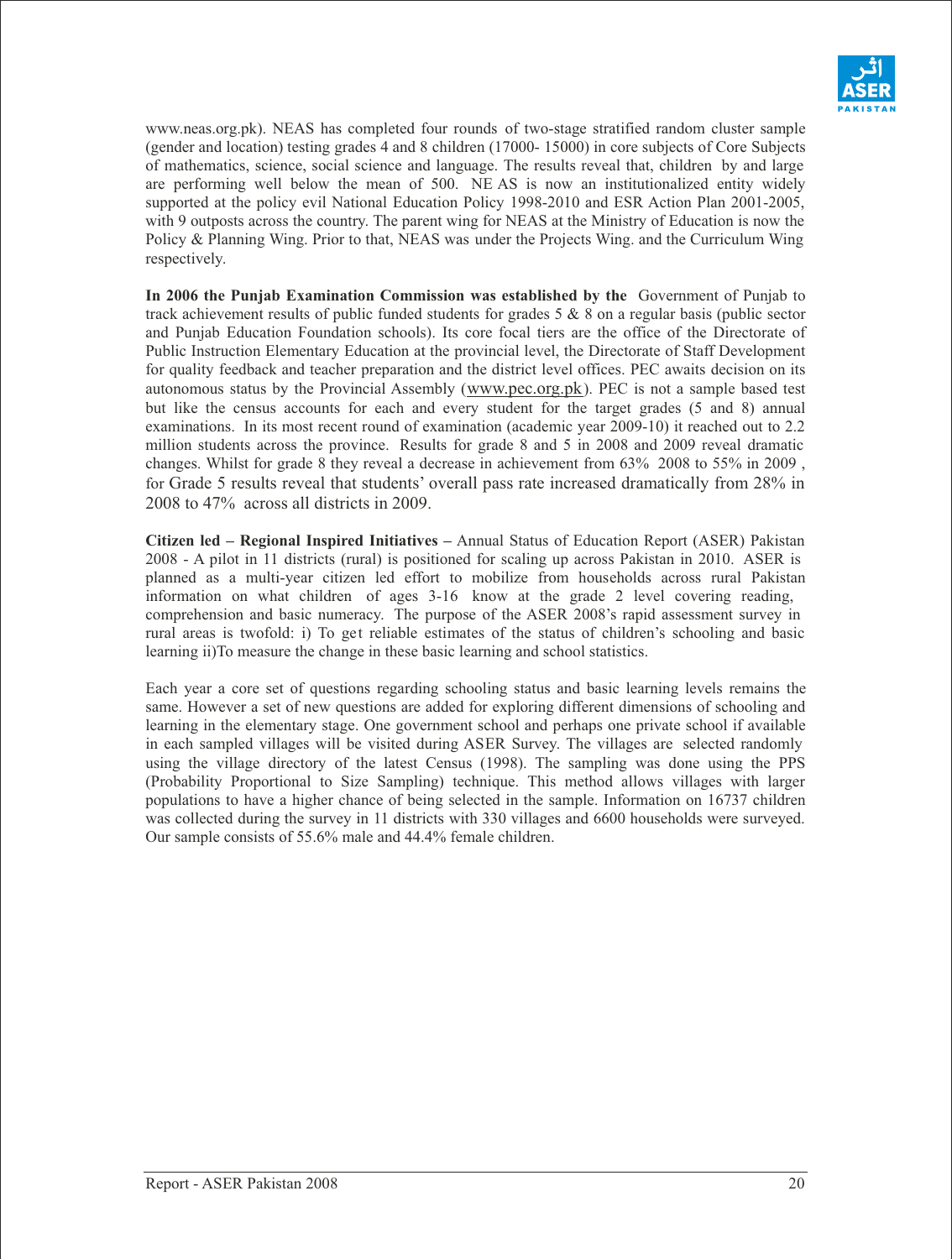www.neas.org.pk). NEAS has completed four rounds of two-stage stratified random cluster sample (gender and location) testing grades 4 and 8 children (17000- 15000) in core subjects of Core Subjects of mathematics, science, social science and language. The results reveal that, children by and large are performing well below the mean of 500. NE AS is now an institutionalized entity widely supported at the policy evil National Education Policy 1998-2010 and ESR Action Plan 2001-2005, with 9 outposts across the country. The parent wing for NEAS at the Ministry of Education is now the Policy & Planning Wing. Prior to that, NEAS was under the Projects Wing. and the Curriculum Wing respectively.

**In 2006 the Punjab Examination Commission was established by the** Government of Punjab to track achievement results of public funded students for grades 5 & 8 on a regular basis (public sector and Punjab Education Foundation schools). Its core focal tiers are the office of the Directorate of Public Instruction Elementary Education at the provincial level, the Directorate of Staff Development for quality feedback and teacher preparation and the district level offices. PEC awaits decision on its autonomous status by the Provincial Assembly (www.pec.org.pk). PEC is not a sample based test but like the census accounts for each and every student for the target grades (5 and 8) annual examinations. In its most recent round of examination (academic year 2009-10) it reached out to 2.2 million students across the province. Results for grade 8 and 5 in 2008 and 2009 reveal dramatic changes. Whilst for grade 8 they reveal a decrease in achievement from 63% 2008 to 55% in 2009 , for Grade 5 results reveal that students' overall pass rate increased dramatically from 28% in 2008 to 47% across all districts in 2009.

**Citizen led – Regional Inspired Initiatives –** Annual Status of Education Report (ASER) Pakistan 2008 - A pilot in 11 districts (rural) is positioned for scaling up across Pakistan in 2010. ASER is planned as a multi-year citizen led effort to mobilize from households across rural Pakistan information on what children of ages 3-16 know at the grade 2 level covering reading, comprehension and basic numeracy. The purpose of the ASER 2008's rapid assessment survey in rural areas is twofold: i) To get reliable estimates of the status of children's schooling and basic learning ii)To measure the change in these basic learning and school statistics.

Each year a core set of questions regarding schooling status and basic learning levels remains the same. However a set of new questions are added for exploring different dimensions of schooling and learning in the elementary stage. One government school and perhaps one private school if available in each sampled villages will be visited during ASER Survey. The villages are selected randomly using the village directory of the latest Census (1998). The sampling was done using the PPS (Probability Proportional to Size Sampling) technique. This method allows villages with larger populations to have a higher chance of being selected in the sample. Information on 16737 children was collected during the survey in 11 districts with 330 villages and 6600 households were surveyed. Our sample consists of 55.6% male and 44.4% female children.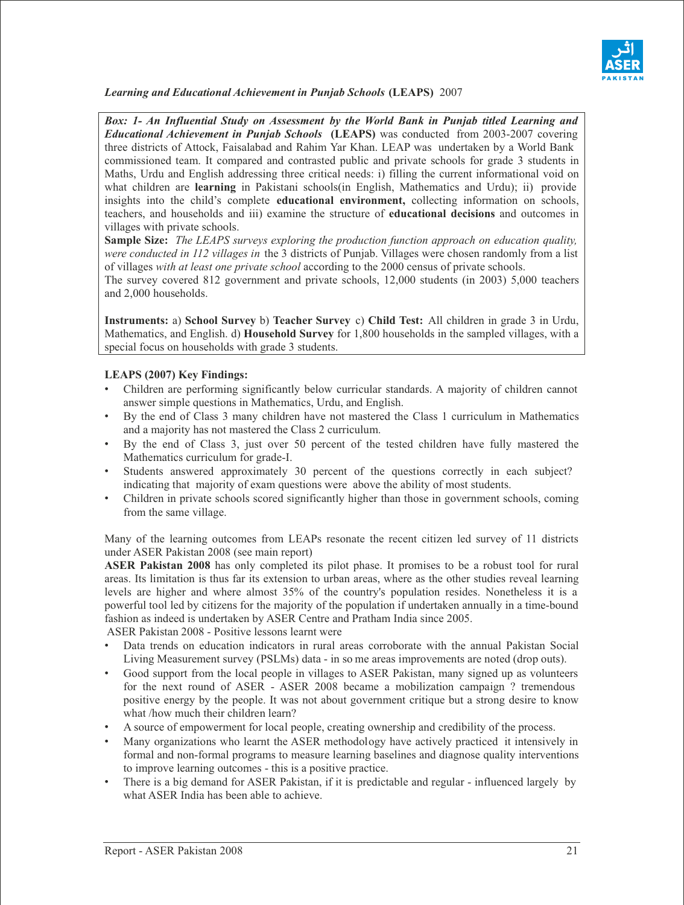*Learning and Educational Achievement in Punjab Schools* **(LEAPS)** 2007

> ***Box: 1- An Influential Study on Assessment by the World Bank in Punjab titled Learning and Educational Achievement in Punjab Schools*** **(LEAPS)** was conducted from 2003-2007 covering three districts of Attock, Faisalabad and Rahim Yar Khan. LEAP was undertaken by a World Bank commissioned team. It compared and contrasted public and private schools for grade 3 students in Maths, Urdu and English addressing three critical needs: i) filling the current informational void on what children are **learning** in Pakistani schools(in English, Mathematics and Urdu); ii) provide insights into the child's complete **educational environment,** collecting information on schools, teachers, and households and iii) examine the structure of **educational decisions** and outcomes in villages with private schools.
>
> **Sample Size:** *The LEAPS surveys exploring the production function approach on education quality, were conducted in 112 villages in* the 3 districts of Punjab. Villages were chosen randomly from a list of villages *with at least one private school* according to the 2000 census of private schools.
>
> The survey covered 812 government and private schools, 12,000 students (in 2003) 5,000 teachers and 2,000 households.
>
> **Instruments:** a) **School Survey** b) **Teacher Survey** c) **Child Test:** All children in grade 3 in Urdu, Mathematics, and English. d) **Household Survey** for 1,800 households in the sampled villages, with a special focus on households with grade 3 students.

**LEAPS (2007) Key Findings:**

- Children are performing significantly below curricular standards. A majority of children cannot answer simple questions in Mathematics, Urdu, and English.
- By the end of Class 3 many children have not mastered the Class 1 curriculum in Mathematics and a majority has not mastered the Class 2 curriculum.
- By the end of Class 3, just over 50 percent of the tested children have fully mastered the Mathematics curriculum for grade-I.
- Students answered approximately 30 percent of the questions correctly in each subject? indicating that majority of exam questions were above the ability of most students.
- Children in private schools scored significantly higher than those in government schools, coming from the same village.

Many of the learning outcomes from LEAPs resonate the recent citizen led survey of 11 districts under ASER Pakistan 2008 (see main report)

**ASER Pakistan 2008** has only completed its pilot phase. It promises to be a robust tool for rural areas. Its limitation is thus far its extension to urban areas, where as the other studies reveal learning levels are higher and where almost 35% of the country's population resides. Nonetheless it is a powerful tool led by citizens for the majority of the population if undertaken annually in a time-bound fashion as indeed is undertaken by ASER Centre and Pratham India since 2005.

ASER Pakistan 2008 - Positive lessons learnt were

- Data trends on education indicators in rural areas corroborate with the annual Pakistan Social Living Measurement survey (PSLMs) data - in so me areas improvements are noted (drop outs).
- Good support from the local people in villages to ASER Pakistan, many signed up as volunteers for the next round of ASER - ASER 2008 became a mobilization campaign ? tremendous positive energy by the people. It was not about government critique but a strong desire to know what /how much their children learn?
- A source of empowerment for local people, creating ownership and credibility of the process.
- Many organizations who learnt the ASER methodology have actively practiced it intensively in formal and non-formal programs to measure learning baselines and diagnose quality interventions to improve learning outcomes - this is a positive practice.
- There is a big demand for ASER Pakistan, if it is predictable and regular - influenced largely by what ASER India has been able to achieve.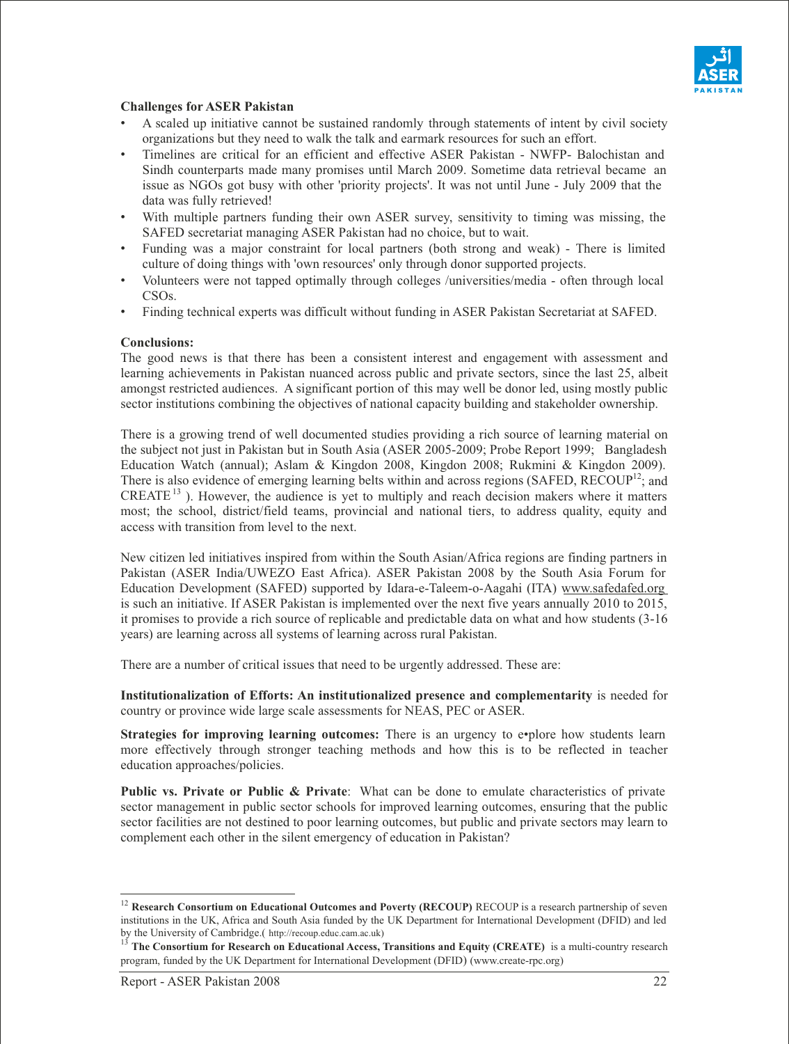**Challenges for ASER Pakistan**

- A scaled up initiative cannot be sustained randomly through statements of intent by civil society organizations but they need to walk the talk and earmark resources for such an effort.
- Timelines are critical for an efficient and effective ASER Pakistan - NWFP- Balochistan and Sindh counterparts made many promises until March 2009. Sometime data retrieval became an issue as NGOs got busy with other 'priority projects'. It was not until June - July 2009 that the data was fully retrieved!
- With multiple partners funding their own ASER survey, sensitivity to timing was missing, the SAFED secretariat managing ASER Pakistan had no choice, but to wait.
- Funding was a major constraint for local partners (both strong and weak) - There is limited culture of doing things with 'own resources' only through donor supported projects.
- Volunteers were not tapped optimally through colleges /universities/media - often through local CSOs.
- Finding technical experts was difficult without funding in ASER Pakistan Secretariat at SAFED.

**Conclusions:**

The good news is that there has been a consistent interest and engagement with assessment and learning achievements in Pakistan nuanced across public and private sectors, since the last 25, albeit amongst restricted audiences. A significant portion of this may well be donor led, using mostly public sector institutions combining the objectives of national capacity building and stakeholder ownership.

There is a growing trend of well documented studies providing a rich source of learning material on the subject not just in Pakistan but in South Asia (ASER 2005-2009; Probe Report 1999; Bangladesh Education Watch (annual); Aslam & Kingdon 2008, Kingdon 2008; Rukmini & Kingdon 2009). There is also evidence of emerging learning belts within and across regions (SAFED, RECOUP[12]; and CREATE[13] ). However, the audience is yet to multiply and reach decision makers where it matters most; the school, district/field teams, provincial and national tiers, to address quality, equity and access with transition from level to the next.

New citizen led initiatives inspired from within the South Asian/Africa regions are finding partners in Pakistan (ASER India/UWEZO East Africa). ASER Pakistan 2008 by the South Asia Forum for Education Development (SAFED) supported by Idara-e-Taleem-o-Aagahi (ITA) www.safedafed.org is such an initiative. If ASER Pakistan is implemented over the next five years annually 2010 to 2015, it promises to provide a rich source of replicable and predictable data on what and how students (3-16 years) are learning across all systems of learning across rural Pakistan.

There are a number of critical issues that need to be urgently addressed. These are:

**Institutionalization of Efforts: An institutionalized presence and complementarity** is needed for country or province wide large scale assessments for NEAS, PEC or ASER.

**Strategies for improving learning outcomes:** There is an urgency to e•plore how students learn more effectively through stronger teaching methods and how this is to be reflected in teacher education approaches/policies.

**Public vs. Private or Public & Private**: What can be done to emulate characteristics of private sector management in public sector schools for improved learning outcomes, ensuring that the public sector facilities are not destined to poor learning outcomes, but public and private sectors may learn to complement each other in the silent emergency of education in Pakistan?

---

[12] **Research Consortium on Educational Outcomes and Poverty (RECOUP)** RECOUP is a research partnership of seven institutions in the UK, Africa and South Asia funded by the UK Department for International Development (DFID) and led by the University of Cambridge.( http://recoup.educ.cam.ac.uk)

[13] **The Consortium for Research on Educational Access, Transitions and Equity (CREATE)** is a multi-country research program, funded by the UK Department for International Development (DFID) (www.create-rpc.org)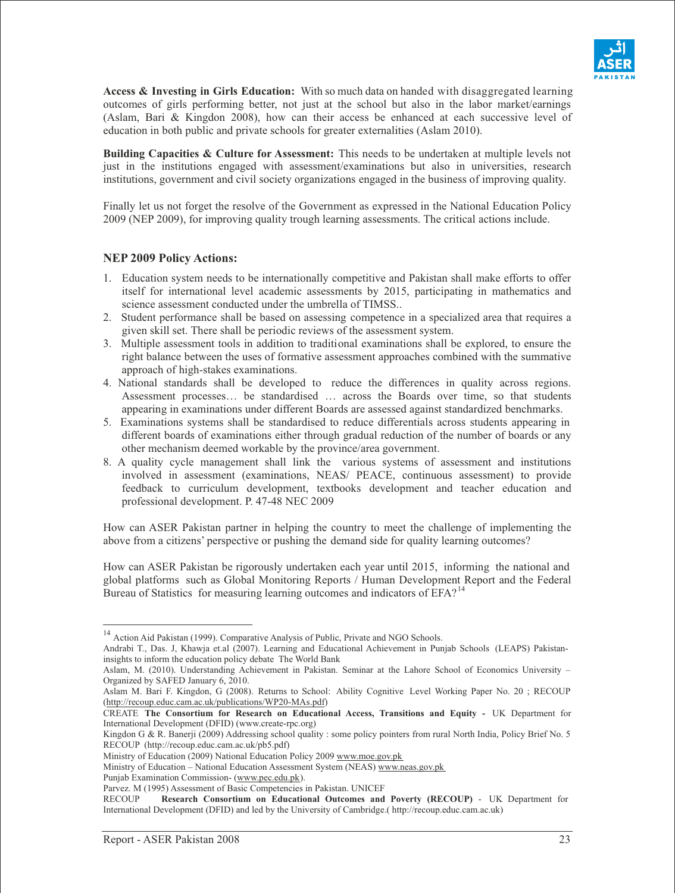**Access & Investing in Girls Education:** With so much data on handed with disaggregated learning outcomes of girls performing better, not just at the school but also in the labor market/earnings (Aslam, Bari & Kingdon 2008), how can their access be enhanced at each successive level of education in both public and private schools for greater externalities (Aslam 2010).

**Building Capacities & Culture for Assessment:** This needs to be undertaken at multiple levels not just in the institutions engaged with assessment/examinations but also in universities, research institutions, government and civil society organizations engaged in the business of improving quality.

Finally let us not forget the resolve of the Government as expressed in the National Education Policy 2009 (NEP 2009), for improving quality trough learning assessments. The critical actions include.

### NEP 2009 Policy Actions:

1. Education system needs to be internationally competitive and Pakistan shall make efforts to offer itself for international level academic assessments by 2015, participating in mathematics and science assessment conducted under the umbrella of TIMSS..
2. Student performance shall be based on assessing competence in a specialized area that requires a given skill set. There shall be periodic reviews of the assessment system.
3. Multiple assessment tools in addition to traditional examinations shall be explored, to ensure the right balance between the uses of formative assessment approaches combined with the summative approach of high-stakes examinations.
4. National standards shall be developed to reduce the differences in quality across regions. Assessment processes… be standardised … across the Boards over time, so that students appearing in examinations under different Boards are assessed against standardized benchmarks.
5. Examinations systems shall be standardised to reduce differentials across students appearing in different boards of examinations either through gradual reduction of the number of boards or any other mechanism deemed workable by the province/area government.

8. A quality cycle management shall link the various systems of assessment and institutions involved in assessment (examinations, NEAS/ PEACE, continuous assessment) to provide feedback to curriculum development, textbooks development and teacher education and professional development. P. 47-48 NEC 2009

How can ASER Pakistan partner in helping the country to meet the challenge of implementing the above from a citizens' perspective or pushing the demand side for quality learning outcomes?

How can ASER Pakistan be rigorously undertaken each year until 2015, informing the national and global platforms such as Global Monitoring Reports / Human Development Report and the Federal Bureau of Statistics for measuring learning outcomes and indicators of EFA?[14]

---

[14] Action Aid Pakistan (1999). Comparative Analysis of Public, Private and NGO Schools.
Andrabi T., Das. J, Khawja et.al (2007). Learning and Educational Achievement in Punjab Schools (LEAPS) Pakistan-insights to inform the education policy debate The World Bank
Aslam, M. (2010). Understanding Achievement in Pakistan. Seminar at the Lahore School of Economics University – Organized by SAFED January 6, 2010.
Aslam M. Bari F. Kingdon, G (2008). Returns to School: Ability Cognitive Level Working Paper No. 20 ; RECOUP (http://recoup.educ.cam.ac.uk/publications/WP20-MAs.pdf)
CREATE **The Consortium for Research on Educational Access, Transitions and Equity -** UK Department for International Development (DFID) (www.create-rpc.org)
Kingdon G & R. Banerji (2009) Addressing school quality : some policy pointers from rural North India, Policy Brief No. 5 RECOUP (http://recoup.educ.cam.ac.uk/pb5.pdf)
Ministry of Education (2009) National Education Policy 2009 www.moe.gov.pk
Ministry of Education – National Education Assessment System (NEAS) www.neas.gov.pk
Punjab Examination Commission- (www.pec.edu.pk).
Parvez. M (1995) Assessment of Basic Competencies in Pakistan. UNICEF
RECOUP **Research Consortium on Educational Outcomes and Poverty (RECOUP)** - UK Department for International Development (DFID) and led by the University of Cambridge.( http://recoup.educ.cam.ac.uk)